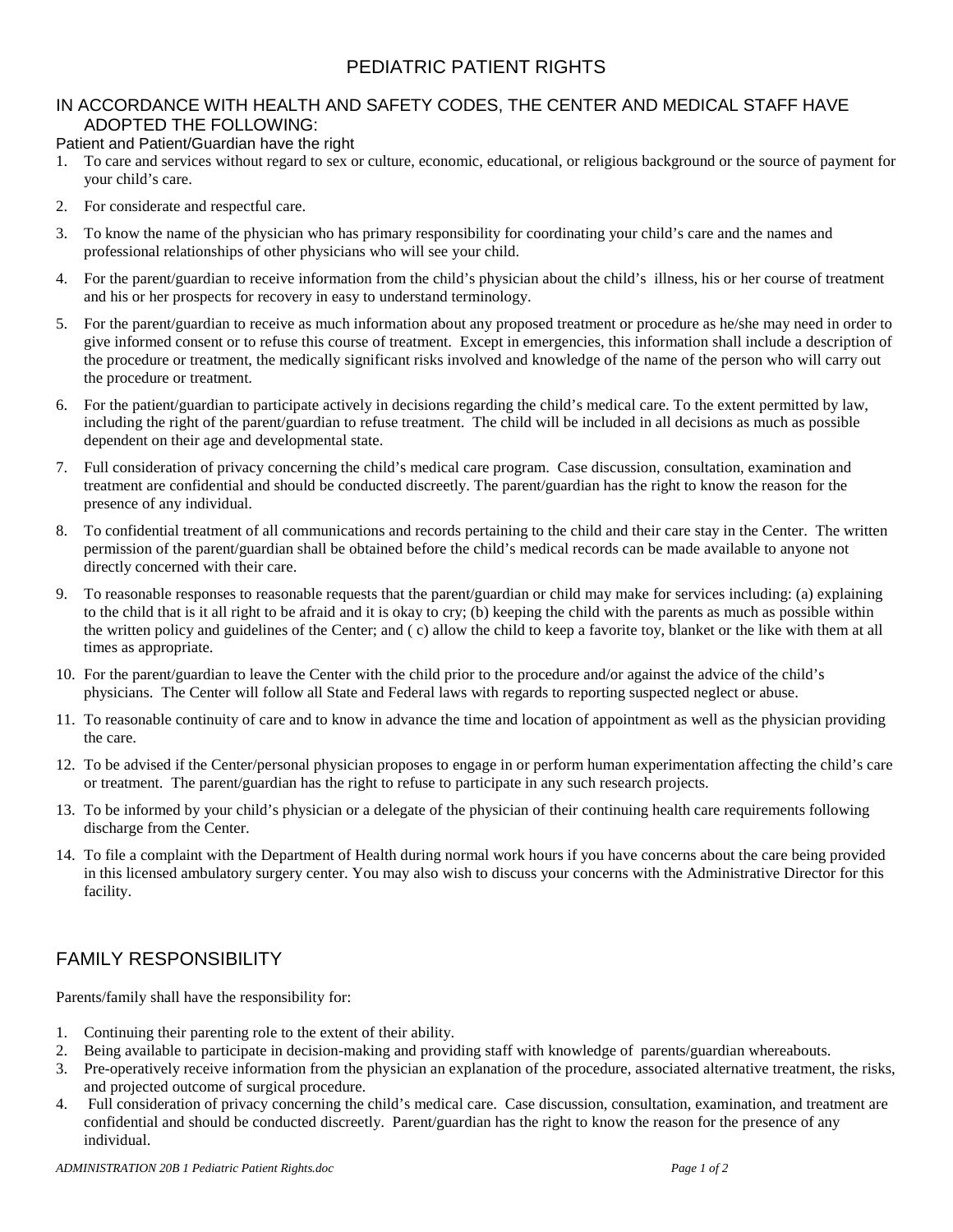# PEDIATRIC PATIENT RIGHTS

## IN ACCORDANCE WITH HEALTH AND SAFETY CODES, THE CENTER AND MEDICAL STAFF HAVE ADOPTED THE FOLLOWING:

Patient and Patient/Guardian have the right

1. To care and services without regard to sex or culture, economic, educational, or religious background or the source of payment for your child's care.
2. For considerate and respectful care.
3. To know the name of the physician who has primary responsibility for coordinating your child's care and the names and professional relationships of other physicians who will see your child.
4. For the parent/guardian to receive information from the child's physician about the child's illness, his or her course of treatment and his or her prospects for recovery in easy to understand terminology.
5. For the parent/guardian to receive as much information about any proposed treatment or procedure as he/she may need in order to give informed consent or to refuse this course of treatment. Except in emergencies, this information shall include a description of the procedure or treatment, the medically significant risks involved and knowledge of the name of the person who will carry out the procedure or treatment.
6. For the patient/guardian to participate actively in decisions regarding the child's medical care. To the extent permitted by law, including the right of the parent/guardian to refuse treatment. The child will be included in all decisions as much as possible dependent on their age and developmental state.
7. Full consideration of privacy concerning the child's medical care program. Case discussion, consultation, examination and treatment are confidential and should be conducted discreetly. The parent/guardian has the right to know the reason for the presence of any individual.
8. To confidential treatment of all communications and records pertaining to the child and their care stay in the Center. The written permission of the parent/guardian shall be obtained before the child's medical records can be made available to anyone not directly concerned with their care.
9. To reasonable responses to reasonable requests that the parent/guardian or child may make for services including: (a) explaining to the child that is it all right to be afraid and it is okay to cry; (b) keeping the child with the parents as much as possible within the written policy and guidelines of the Center; and ( c) allow the child to keep a favorite toy, blanket or the like with them at all times as appropriate.
10. For the parent/guardian to leave the Center with the child prior to the procedure and/or against the advice of the child's physicians. The Center will follow all State and Federal laws with regards to reporting suspected neglect or abuse.
11. To reasonable continuity of care and to know in advance the time and location of appointment as well as the physician providing the care.
12. To be advised if the Center/personal physician proposes to engage in or perform human experimentation affecting the child's care or treatment. The parent/guardian has the right to refuse to participate in any such research projects.
13. To be informed by your child's physician or a delegate of the physician of their continuing health care requirements following discharge from the Center.
14. To file a complaint with the Department of Health during normal work hours if you have concerns about the care being provided in this licensed ambulatory surgery center. You may also wish to discuss your concerns with the Administrative Director for this facility.

## FAMILY RESPONSIBILITY

Parents/family shall have the responsibility for:

1. Continuing their parenting role to the extent of their ability.
2. Being available to participate in decision-making and providing staff with knowledge of parents/guardian whereabouts.
3. Pre-operatively receive information from the physician an explanation of the procedure, associated alternative treatment, the risks, and projected outcome of surgical procedure.
4. Full consideration of privacy concerning the child's medical care. Case discussion, consultation, examination, and treatment are confidential and should be conducted discreetly. Parent/guardian has the right to know the reason for the presence of any individual.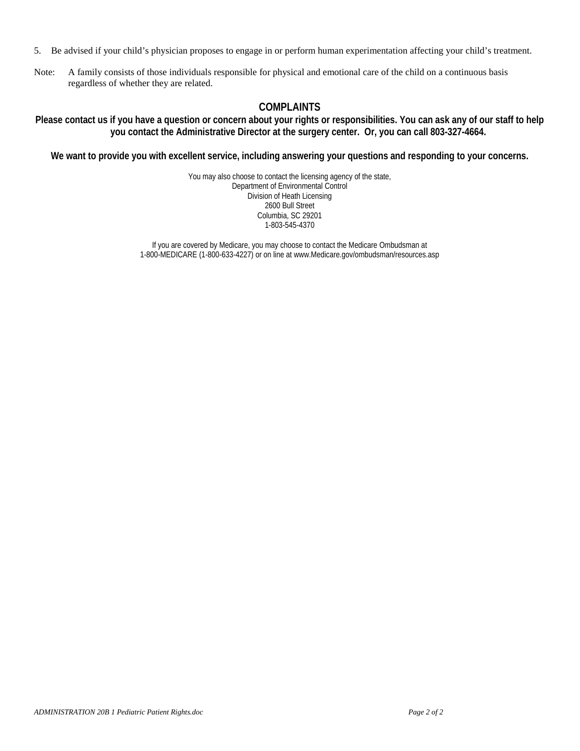5. Be advised if your child's physician proposes to engage in or perform human experimentation affecting your child's treatment.

Note: A family consists of those individuals responsible for physical and emotional care of the child on a continuous basis regardless of whether they are related.

## COMPLAINTS

**Please contact us if you have a question or concern about your rights or responsibilities. You can ask any of our staff to help you contact the Administrative Director at the surgery center. Or, you can call 803-327-4664.**

**We want to provide you with excellent service, including answering your questions and responding to your concerns.**

You may also choose to contact the licensing agency of the state,
Department of Environmental Control
Division of Heath Licensing
2600 Bull Street
Columbia, SC 29201
1-803-545-4370

If you are covered by Medicare, you may choose to contact the Medicare Ombudsman at
1-800-MEDICARE (1-800-633-4227) or on line at www.Medicare.gov/ombudsman/resources.asp